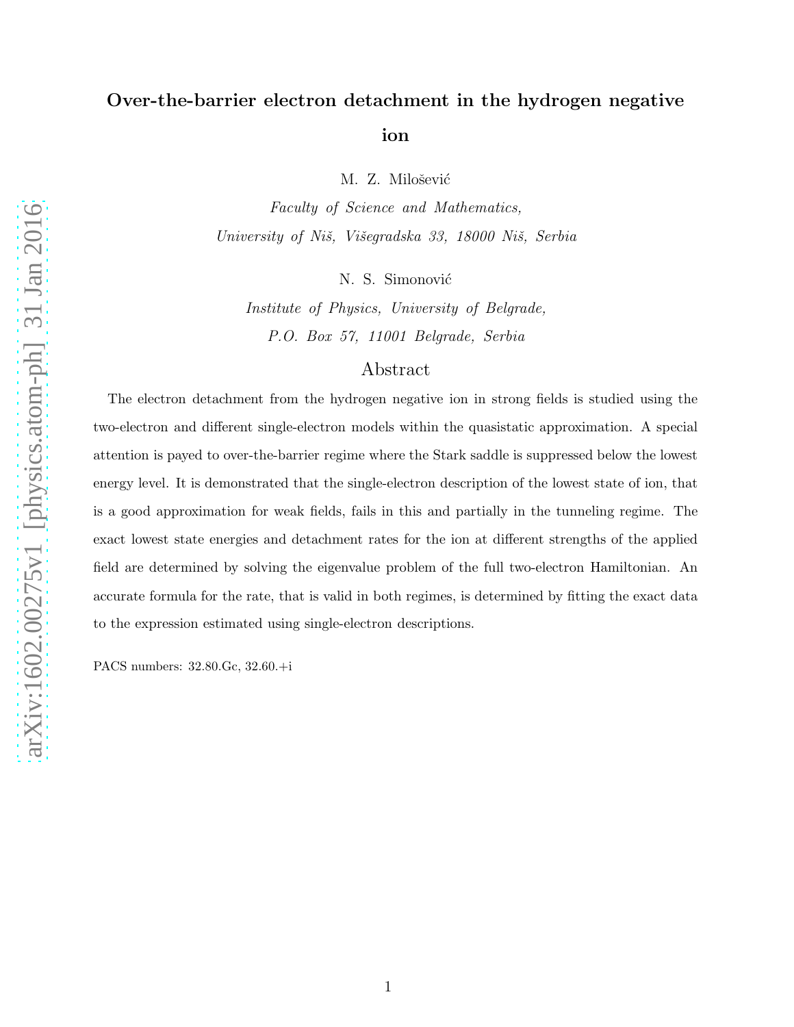# Over-the-barrier electron detachment in the hydrogen negative ion

M. Z. Milošević

*Faculty of Science and Mathematics,*
*University of Niš, Višegradska 33, 18000 Niš, Serbia*

N. S. Simonović

*Institute of Physics, University of Belgrade,*
*P.O. Box 57, 11001 Belgrade, Serbia*

## Abstract

The electron detachment from the hydrogen negative ion in strong fields is studied using the two-electron and different single-electron models within the quasistatic approximation. A special attention is payed to over-the-barrier regime where the Stark saddle is suppressed below the lowest energy level. It is demonstrated that the single-electron description of the lowest state of ion, that is a good approximation for weak fields, fails in this and partially in the tunneling regime. The exact lowest state energies and detachment rates for the ion at different strengths of the applied field are determined by solving the eigenvalue problem of the full two-electron Hamiltonian. An accurate formula for the rate, that is valid in both regimes, is determined by fitting the exact data to the expression estimated using single-electron descriptions.

PACS numbers: 32.80.Gc, 32.60.+i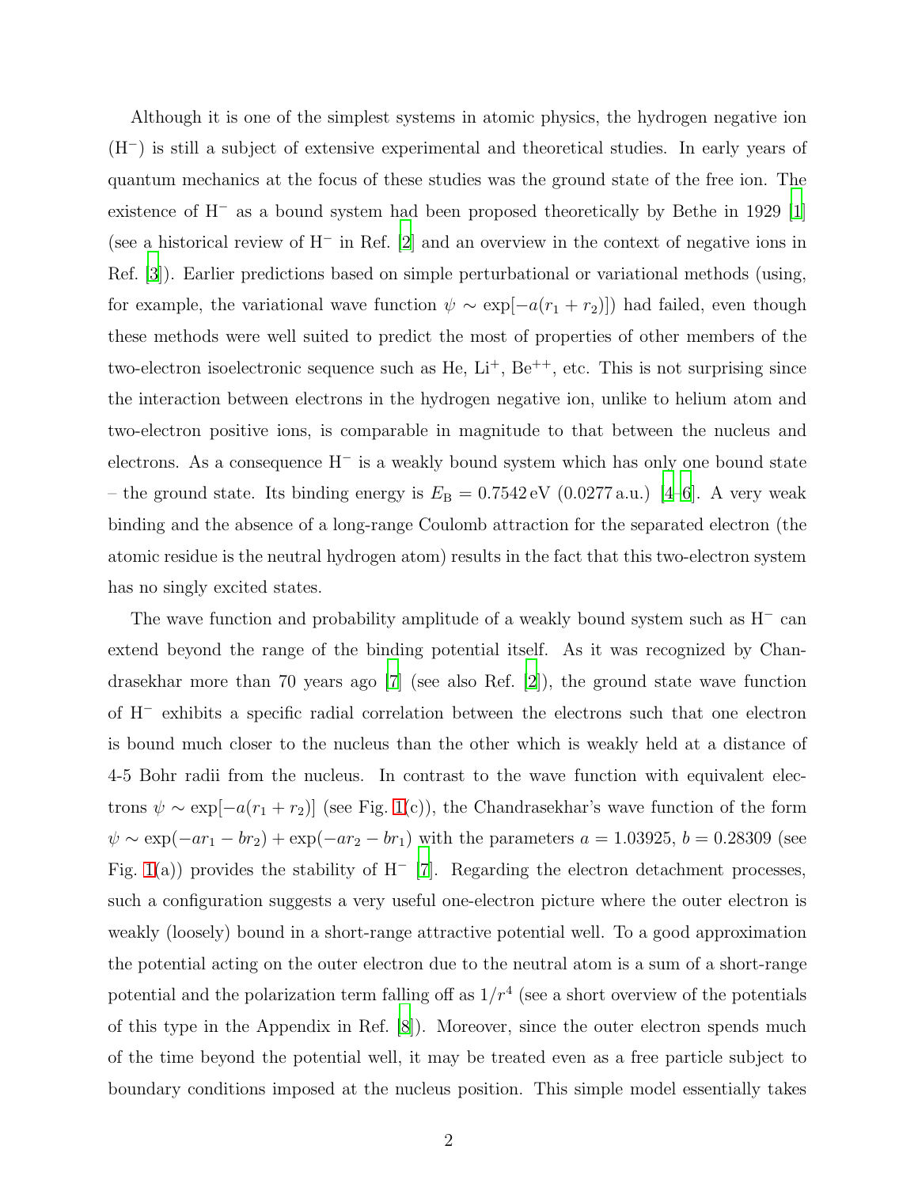Although it is one of the simplest systems in atomic physics, the hydrogen negative ion ($H^-$) is still a subject of extensive experimental and theoretical studies. In early years of quantum mechanics at the focus of these studies was the ground state of the free ion. The existence of $H^-$ as a bound system had been proposed theoretically by Bethe in 1929 [1] (see a historical review of $H^-$ in Ref. [2] and an overview in the context of negative ions in Ref. [3]). Earlier predictions based on simple perturbational or variational methods (using, for example, the variational wave function $\psi \sim \exp[-a(r_1 + r_2)]$) had failed, even though these methods were well suited to predict the most of properties of other members of the two-electron isoelectronic sequence such as He, $Li^+$, $Be^{++}$, etc. This is not surprising since the interaction between electrons in the hydrogen negative ion, unlike to helium atom and two-electron positive ions, is comparable in magnitude to that between the nucleus and electrons. As a consequence $H^-$ is a weakly bound system which has only one bound state – the ground state. Its binding energy is $E_B = 0.7542\,\text{eV}$ ($0.0277\,\text{a.u.}$) [4–6]. A very weak binding and the absence of a long-range Coulomb attraction for the separated electron (the atomic residue is the neutral hydrogen atom) results in the fact that this two-electron system has no singly excited states.

The wave function and probability amplitude of a weakly bound system such as $H^-$ can extend beyond the range of the binding potential itself. As it was recognized by Chandrasekhar more than 70 years ago [7] (see also Ref. [2]), the ground state wave function of $H^-$ exhibits a specific radial correlation between the electrons such that one electron is bound much closer to the nucleus than the other which is weakly held at a distance of 4-5 Bohr radii from the nucleus. In contrast to the wave function with equivalent electrons $\psi \sim \exp[-a(r_1 + r_2)]$ (see Fig. 1(c)), the Chandrasekhar's wave function of the form $\psi \sim \exp(-ar_1 - br_2) + \exp(-ar_2 - br_1)$ with the parameters $a = 1.03925$, $b = 0.28309$ (see Fig. 1(a)) provides the stability of $H^-$ [7]. Regarding the electron detachment processes, such a configuration suggests a very useful one-electron picture where the outer electron is weakly (loosely) bound in a short-range attractive potential well. To a good approximation the potential acting on the outer electron due to the neutral atom is a sum of a short-range potential and the polarization term falling off as $1/r^4$ (see a short overview of the potentials of this type in the Appendix in Ref. [8]). Moreover, since the outer electron spends much of the time beyond the potential well, it may be treated even as a free particle subject to boundary conditions imposed at the nucleus position. This simple model essentially takes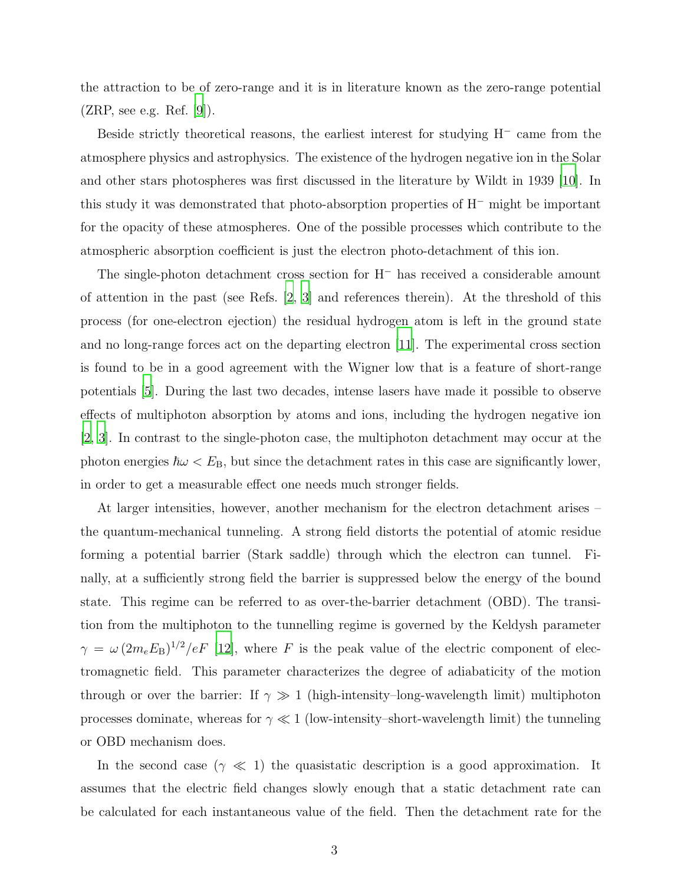the attraction to be of zero-range and it is in literature known as the zero-range potential (ZRP, see e.g. Ref. [9]).

Beside strictly theoretical reasons, the earliest interest for studying $H^-$ came from the atmosphere physics and astrophysics. The existence of the hydrogen negative ion in the Solar and other stars photospheres was first discussed in the literature by Wildt in 1939 [10]. In this study it was demonstrated that photo-absorption properties of $H^-$ might be important for the opacity of these atmospheres. One of the possible processes which contribute to the atmospheric absorption coefficient is just the electron photo-detachment of this ion.

The single-photon detachment cross section for $H^-$ has received a considerable amount of attention in the past (see Refs. [2, 3] and references therein). At the threshold of this process (for one-electron ejection) the residual hydrogen atom is left in the ground state and no long-range forces act on the departing electron [11]. The experimental cross section is found to be in a good agreement with the Wigner low that is a feature of short-range potentials [5]. During the last two decades, intense lasers have made it possible to observe effects of multiphoton absorption by atoms and ions, including the hydrogen negative ion [2, 3]. In contrast to the single-photon case, the multiphoton detachment may occur at the photon energies $\hbar\omega < E_{\rm B}$, but since the detachment rates in this case are significantly lower, in order to get a measurable effect one needs much stronger fields.

At larger intensities, however, another mechanism for the electron detachment arises – the quantum-mechanical tunneling. A strong field distorts the potential of atomic residue forming a potential barrier (Stark saddle) through which the electron can tunnel. Finally, at a sufficiently strong field the barrier is suppressed below the energy of the bound state. This regime can be referred to as over-the-barrier detachment (OBD). The transition from the multiphoton to the tunnelling regime is governed by the Keldysh parameter $\gamma = \omega\,(2m_e E_{\rm B})^{1/2}/eF$ [12], where $F$ is the peak value of the electric component of electromagnetic field. This parameter characterizes the degree of adiabaticity of the motion through or over the barrier: If $\gamma \gg 1$ (high-intensity–long-wavelength limit) multiphoton processes dominate, whereas for $\gamma \ll 1$ (low-intensity–short-wavelength limit) the tunneling or OBD mechanism does.

In the second case ($\gamma \ll 1$) the quasistatic description is a good approximation. It assumes that the electric field changes slowly enough that a static detachment rate can be calculated for each instantaneous value of the field. Then the detachment rate for the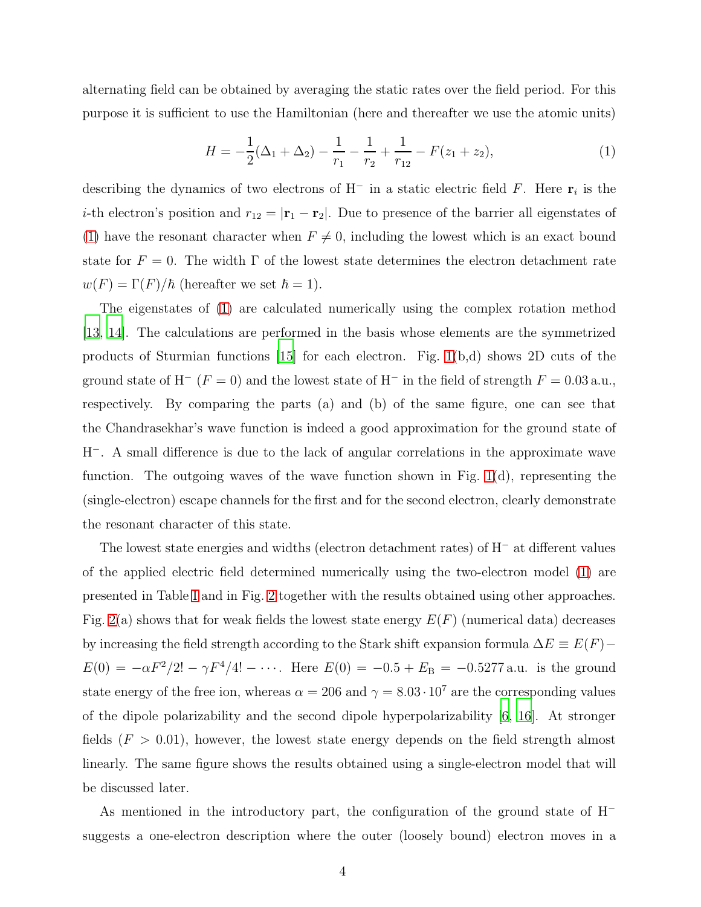alternating field can be obtained by averaging the static rates over the field period. For this purpose it is sufficient to use the Hamiltonian (here and thereafter we use the atomic units)

$$H = -\frac{1}{2}(\Delta_1 + \Delta_2) - \frac{1}{r_1} - \frac{1}{r_2} + \frac{1}{r_{12}} - F(z_1 + z_2), \tag{1}$$

describing the dynamics of two electrons of $H^-$ in a static electric field $F$. Here $\mathbf{r}_i$ is the $i$-th electron's position and $r_{12} = |\mathbf{r}_1 - \mathbf{r}_2|$. Due to presence of the barrier all eigenstates of (1) have the resonant character when $F \neq 0$, including the lowest which is an exact bound state for $F = 0$. The width $\Gamma$ of the lowest state determines the electron detachment rate $w(F) = \Gamma(F)/\hbar$ (hereafter we set $\hbar = 1$).

The eigenstates of (1) are calculated numerically using the complex rotation method [13, 14]. The calculations are performed in the basis whose elements are the symmetrized products of Sturmian functions [15] for each electron. Fig. 1(b,d) shows 2D cuts of the ground state of $H^-$ ($F = 0$) and the lowest state of $H^-$ in the field of strength $F = 0.03\,\text{a.u.}$, respectively. By comparing the parts (a) and (b) of the same figure, one can see that the Chandrasekhar's wave function is indeed a good approximation for the ground state of $H^-$. A small difference is due to the lack of angular correlations in the approximate wave function. The outgoing waves of the wave function shown in Fig. 1(d), representing the (single-electron) escape channels for the first and for the second electron, clearly demonstrate the resonant character of this state.

The lowest state energies and widths (electron detachment rates) of $H^-$ at different values of the applied electric field determined numerically using the two-electron model (1) are presented in Table I and in Fig. 2 together with the results obtained using other approaches. Fig. 2(a) shows that for weak fields the lowest state energy $E(F)$ (numerical data) decreases by increasing the field strength according to the Stark shift expansion formula $\Delta E \equiv E(F) - E(0) = -\alpha F^2/2! - \gamma F^4/4! - \cdots$. Here $E(0) = -0.5 + E_\text{B} = -0.5277\,\text{a.u.}$ is the ground state energy of the free ion, whereas $\alpha = 206$ and $\gamma = 8.03 \cdot 10^7$ are the corresponding values of the dipole polarizability and the second dipole hyperpolarizability [6, 16]. At stronger fields ($F > 0.01$), however, the lowest state energy depends on the field strength almost linearly. The same figure shows the results obtained using a single-electron model that will be discussed later.

As mentioned in the introductory part, the configuration of the ground state of $H^-$ suggests a one-electron description where the outer (loosely bound) electron moves in a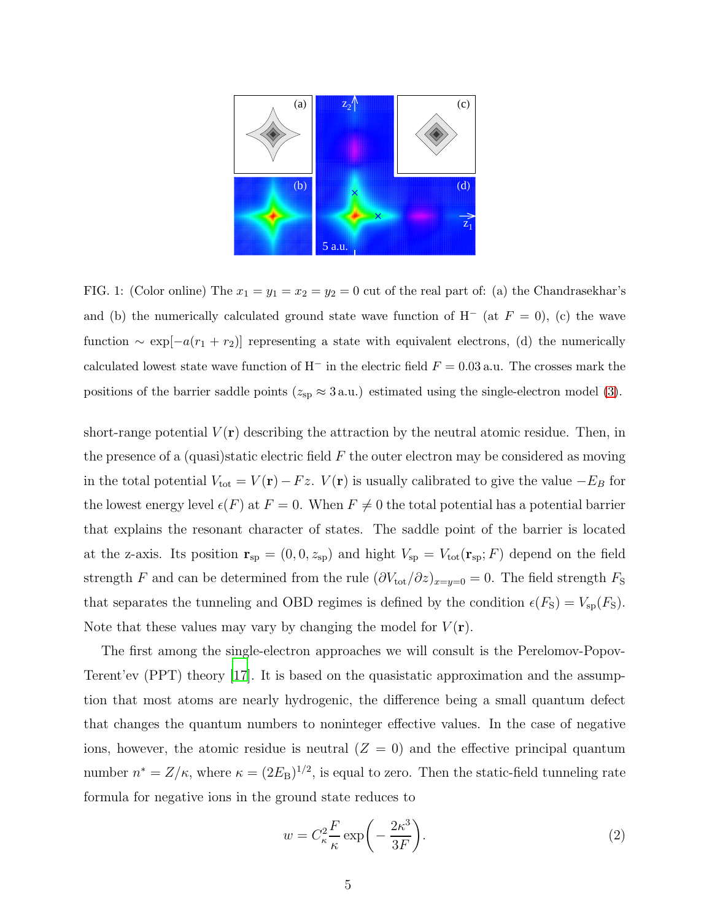FIG. 1: (Color online) The $x_1 = y_1 = x_2 = y_2 = 0$ cut of the real part of: (a) the Chandrasekhar's and (b) the numerically calculated ground state wave function of $H^-$ (at $F = 0$), (c) the wave function $\sim \exp[-a(r_1 + r_2)]$ representing a state with equivalent electrons, (d) the numerically calculated lowest state wave function of $H^-$ in the electric field $F = 0.03$ a.u. The crosses mark the positions of the barrier saddle points ($z_{\rm sp} \approx 3$ a.u.) estimated using the single-electron model (3).

short-range potential $V(\mathbf{r})$ describing the attraction by the neutral atomic residue. Then, in the presence of a (quasi)static electric field $F$ the outer electron may be considered as moving in the total potential $V_{\rm tot} = V(\mathbf{r}) - Fz$. $V(\mathbf{r})$ is usually calibrated to give the value $-E_B$ for the lowest energy level $\epsilon(F)$ at $F = 0$. When $F \neq 0$ the total potential has a potential barrier that explains the resonant character of states. The saddle point of the barrier is located at the z-axis. Its position $\mathbf{r}_{\rm sp} = (0, 0, z_{\rm sp})$ and hight $V_{\rm sp} = V_{\rm tot}(\mathbf{r}_{\rm sp}; F)$ depend on the field strength $F$ and can be determined from the rule $(\partial V_{\rm tot}/\partial z)_{x=y=0} = 0$. The field strength $F_{\rm S}$ that separates the tunneling and OBD regimes is defined by the condition $\epsilon(F_{\rm S}) = V_{\rm sp}(F_{\rm S})$. Note that these values may vary by changing the model for $V(\mathbf{r})$.

The first among the single-electron approaches we will consult is the Perelomov-Popov-Terent'ev (PPT) theory [17]. It is based on the quasistatic approximation and the assumption that most atoms are nearly hydrogenic, the difference being a small quantum defect that changes the quantum numbers to noninteger effective values. In the case of negative ions, however, the atomic residue is neutral ($Z = 0$) and the effective principal quantum number $n^* = Z/\kappa$, where $\kappa = (2E_{\rm B})^{1/2}$, is equal to zero. Then the static-field tunneling rate formula for negative ions in the ground state reduces to

$$w = C_\kappa^2 \frac{F}{\kappa} \exp\left(-\frac{2\kappa^3}{3F}\right). \tag{2}$$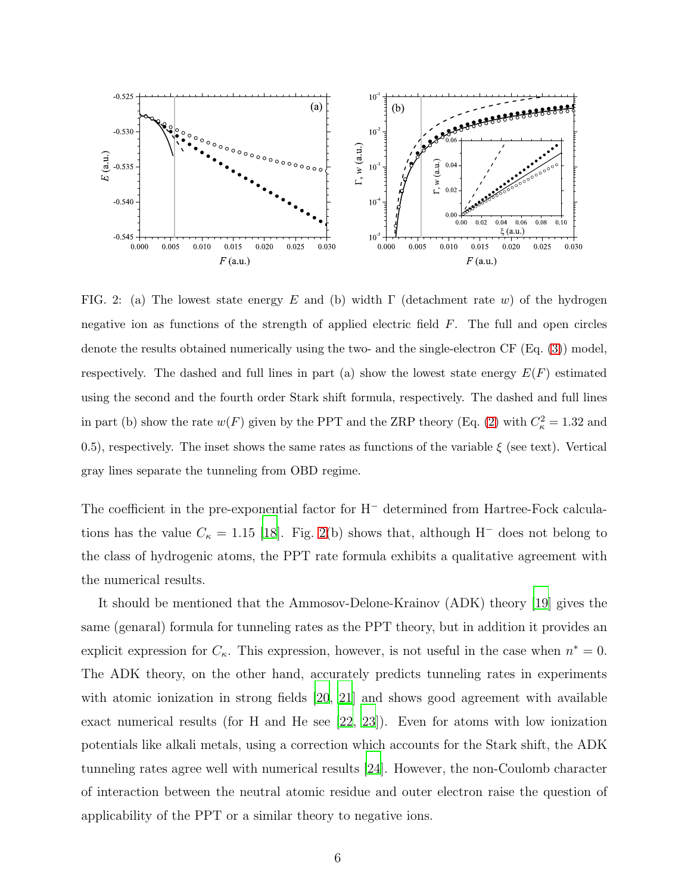FIG. 2: (a) The lowest state energy $E$ and (b) width $\Gamma$ (detachment rate $w$) of the hydrogen negative ion as functions of the strength of applied electric field $F$. The full and open circles denote the results obtained numerically using the two- and the single-electron CF (Eq. (3)) model, respectively. The dashed and full lines in part (a) show the lowest state energy $E(F)$ estimated using the second and the fourth order Stark shift formula, respectively. The dashed and full lines in part (b) show the rate $w(F)$ given by the PPT and the ZRP theory (Eq. (2) with $C_\kappa^2 = 1.32$ and 0.5), respectively. The inset shows the same rates as functions of the variable $\xi$ (see text). Vertical gray lines separate the tunneling from OBD regime.

The coefficient in the pre-exponential factor for $H^-$ determined from Hartree-Fock calculations has the value $C_\kappa = 1.15$ [18]. Fig. 2(b) shows that, although $H^-$ does not belong to the class of hydrogenic atoms, the PPT rate formula exhibits a qualitative agreement with the numerical results.

It should be mentioned that the Ammosov-Delone-Krainov (ADK) theory [19] gives the same (genaral) formula for tunneling rates as the PPT theory, but in addition it provides an explicit expression for $C_\kappa$. This expression, however, is not useful in the case when $n^* = 0$. The ADK theory, on the other hand, accurately predicts tunneling rates in experiments with atomic ionization in strong fields [20, 21] and shows good agreement with available exact numerical results (for H and He see [22, 23]). Even for atoms with low ionization potentials like alkali metals, using a correction which accounts for the Stark shift, the ADK tunneling rates agree well with numerical results [24]. However, the non-Coulomb character of interaction between the neutral atomic residue and outer electron raise the question of applicability of the PPT or a similar theory to negative ions.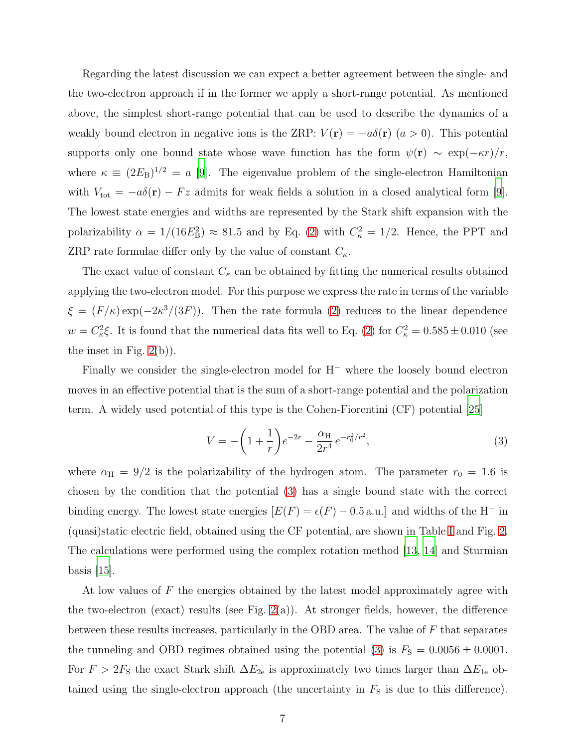Regarding the latest discussion we can expect a better agreement between the single- and the two-electron approach if in the former we apply a short-range potential. As mentioned above, the simplest short-range potential that can be used to describe the dynamics of a weakly bound electron in negative ions is the ZRP: $V(\mathbf{r}) = -a\delta(\mathbf{r})$ $(a > 0)$. This potential supports only one bound state whose wave function has the form $\psi(\mathbf{r}) \sim \exp(-\kappa r)/r$, where $\kappa \equiv (2E_{\mathrm{B}})^{1/2} = a$ [9]. The eigenvalue problem of the single-electron Hamiltonian with $V_{\mathrm{tot}} = -a\delta(\mathbf{r}) - Fz$ admits for weak fields a solution in a closed analytical form [9]. The lowest state energies and widths are represented by the Stark shift expansion with the polarizability $\alpha = 1/(16E_{\mathrm{B}}^2) \approx 81.5$ and by Eq. (2) with $C_\kappa^2 = 1/2$. Hence, the PPT and ZRP rate formulae differ only by the value of constant $C_\kappa$.

The exact value of constant $C_\kappa$ can be obtained by fitting the numerical results obtained applying the two-electron model. For this purpose we express the rate in terms of the variable $\xi = (F/\kappa)\exp(-2\kappa^3/(3F))$. Then the rate formula (2) reduces to the linear dependence $w = C_\kappa^2 \xi$. It is found that the numerical data fits well to Eq. (2) for $C_\kappa^2 = 0.585 \pm 0.010$ (see the inset in Fig. 2(b)).

Finally we consider the single-electron model for $\mathrm{H}^-$ where the loosely bound electron moves in an effective potential that is the sum of a short-range potential and the polarization term. A widely used potential of this type is the Cohen-Fiorentini (CF) potential [25]

$$V = -\left(1 + \frac{1}{r}\right)e^{-2r} - \frac{\alpha_{\mathrm{H}}}{2r^4}\, e^{-r_0^2/r^2}, \tag{3}$$

where $\alpha_{\mathrm{H}} = 9/2$ is the polarizability of the hydrogen atom. The parameter $r_0 = 1.6$ is chosen by the condition that the potential (3) has a single bound state with the correct binding energy. The lowest state energies $[E(F) = \epsilon(F) - 0.5\,\mathrm{a.u.}]$ and widths of the $\mathrm{H}^-$ in (quasi)static electric field, obtained using the CF potential, are shown in Table I and Fig. 2. The calculations were performed using the complex rotation method [13, 14] and Sturmian basis [15].

At low values of $F$ the energies obtained by the latest model approximately agree with the two-electron (exact) results (see Fig. 2(a)). At stronger fields, however, the difference between these results increases, particularly in the OBD area. The value of $F$ that separates the tunneling and OBD regimes obtained using the potential (3) is $F_{\mathrm{S}} = 0.0056 \pm 0.0001$. For $F > 2F_{\mathrm{S}}$ the exact Stark shift $\Delta E_{\mathrm{2e}}$ is approximately two times larger than $\Delta E_{\mathrm{1e}}$ obtained using the single-electron approach (the uncertainty in $F_{\mathrm{S}}$ is due to this difference).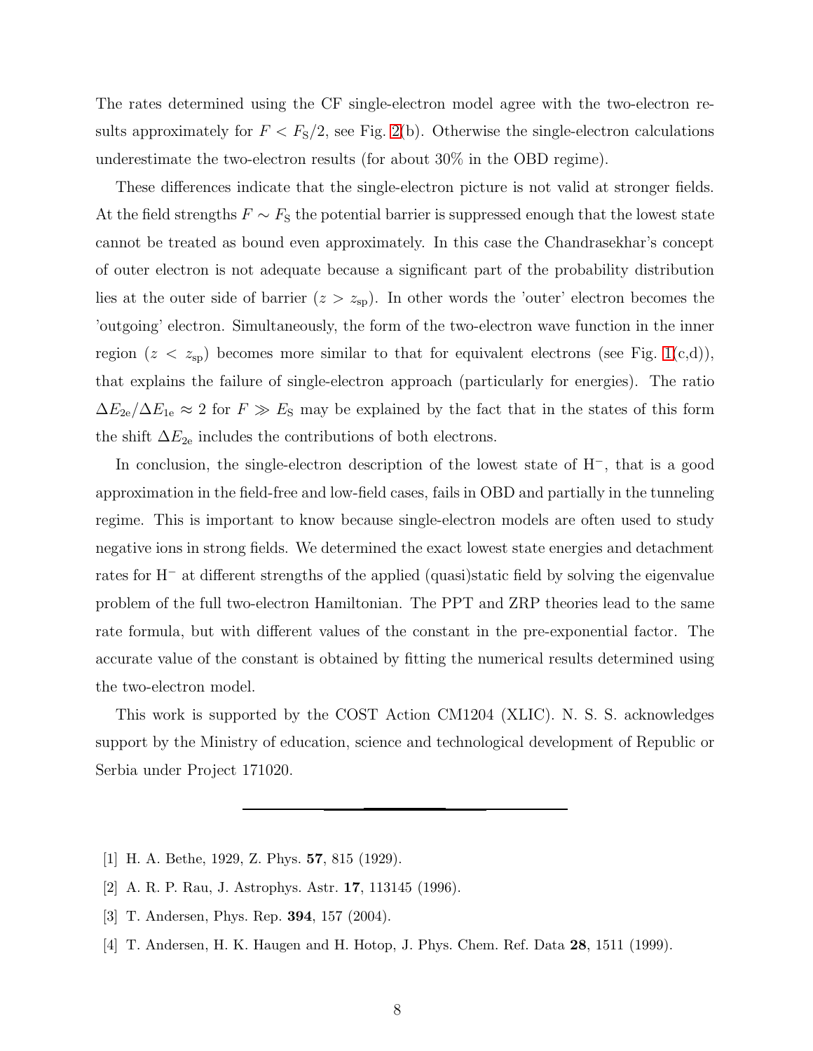The rates determined using the CF single-electron model agree with the two-electron results approximately for $F < F_S/2$, see Fig. 2(b). Otherwise the single-electron calculations underestimate the two-electron results (for about 30% in the OBD regime).

These differences indicate that the single-electron picture is not valid at stronger fields. At the field strengths $F \sim F_S$ the potential barrier is suppressed enough that the lowest state cannot be treated as bound even approximately. In this case the Chandrasekhar's concept of outer electron is not adequate because a significant part of the probability distribution lies at the outer side of barrier ($z > z_{sp}$). In other words the 'outer' electron becomes the 'outgoing' electron. Simultaneously, the form of the two-electron wave function in the inner region ($z < z_{sp}$) becomes more similar to that for equivalent electrons (see Fig. 1(c,d)), that explains the failure of single-electron approach (particularly for energies). The ratio $\Delta E_{2e}/\Delta E_{1e} \approx 2$ for $F \gg E_S$ may be explained by the fact that in the states of this form the shift $\Delta E_{2e}$ includes the contributions of both electrons.

In conclusion, the single-electron description of the lowest state of $H^-$, that is a good approximation in the field-free and low-field cases, fails in OBD and partially in the tunneling regime. This is important to know because single-electron models are often used to study negative ions in strong fields. We determined the exact lowest state energies and detachment rates for $H^-$ at different strengths of the applied (quasi)static field by solving the eigenvalue problem of the full two-electron Hamiltonian. The PPT and ZRP theories lead to the same rate formula, but with different values of the constant in the pre-exponential factor. The accurate value of the constant is obtained by fitting the numerical results determined using the two-electron model.

This work is supported by the COST Action CM1204 (XLIC). N. S. S. acknowledges support by the Ministry of education, science and technological development of Republic or Serbia under Project 171020.

---

[1] H. A. Bethe, 1929, Z. Phys. **57**, 815 (1929).

[2] A. R. P. Rau, J. Astrophys. Astr. **17**, 113145 (1996).

[3] T. Andersen, Phys. Rep. **394**, 157 (2004).

[4] T. Andersen, H. K. Haugen and H. Hotop, J. Phys. Chem. Ref. Data **28**, 1511 (1999).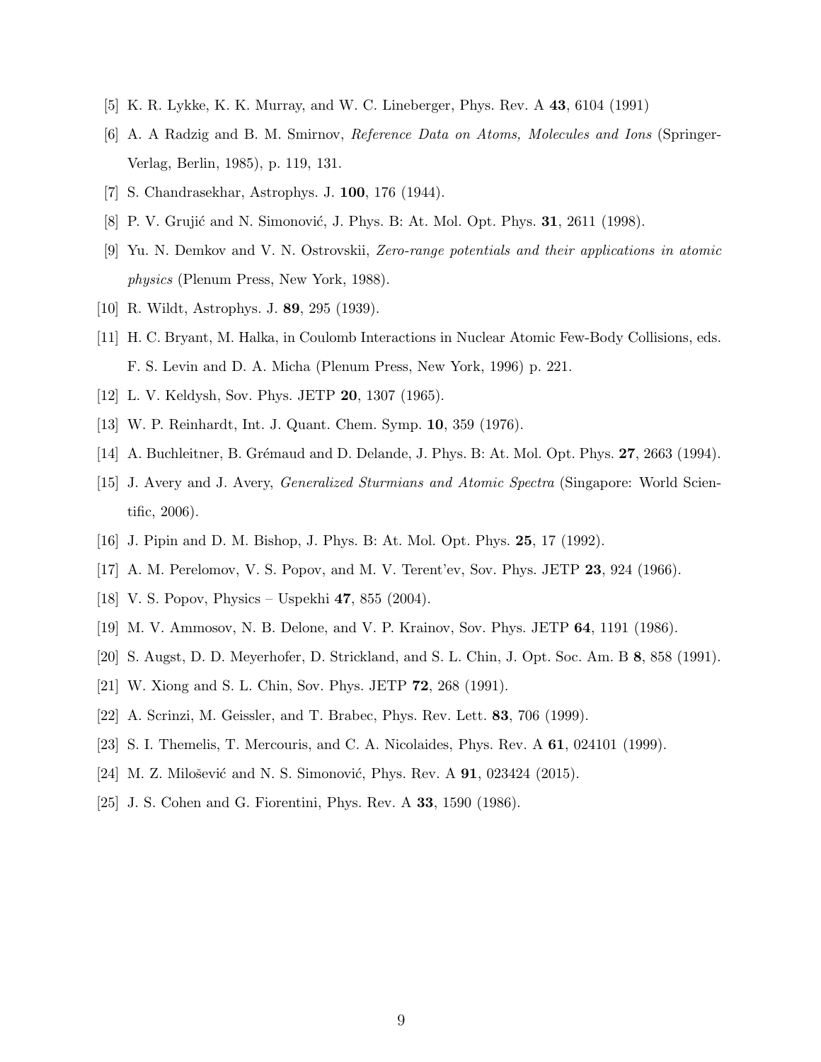[5] K. R. Lykke, K. K. Murray, and W. C. Lineberger, Phys. Rev. A **43**, 6104 (1991)

[6] A. A Radzig and B. M. Smirnov, *Reference Data on Atoms, Molecules and Ions* (Springer-Verlag, Berlin, 1985), p. 119, 131.

[7] S. Chandrasekhar, Astrophys. J. **100**, 176 (1944).

[8] P. V. Grujić and N. Simonović, J. Phys. B: At. Mol. Opt. Phys. **31**, 2611 (1998).

[9] Yu. N. Demkov and V. N. Ostrovskii, *Zero-range potentials and their applications in atomic physics* (Plenum Press, New York, 1988).

[10] R. Wildt, Astrophys. J. **89**, 295 (1939).

[11] H. C. Bryant, M. Halka, in Coulomb Interactions in Nuclear Atomic Few-Body Collisions, eds. F. S. Levin and D. A. Micha (Plenum Press, New York, 1996) p. 221.

[12] L. V. Keldysh, Sov. Phys. JETP **20**, 1307 (1965).

[13] W. P. Reinhardt, Int. J. Quant. Chem. Symp. **10**, 359 (1976).

[14] A. Buchleitner, B. Grémaud and D. Delande, J. Phys. B: At. Mol. Opt. Phys. **27**, 2663 (1994).

[15] J. Avery and J. Avery, *Generalized Sturmians and Atomic Spectra* (Singapore: World Scientific, 2006).

[16] J. Pipin and D. M. Bishop, J. Phys. B: At. Mol. Opt. Phys. **25**, 17 (1992).

[17] A. M. Perelomov, V. S. Popov, and M. V. Terent'ev, Sov. Phys. JETP **23**, 924 (1966).

[18] V. S. Popov, Physics – Uspekhi **47**, 855 (2004).

[19] M. V. Ammosov, N. B. Delone, and V. P. Krainov, Sov. Phys. JETP **64**, 1191 (1986).

[20] S. Augst, D. D. Meyerhofer, D. Strickland, and S. L. Chin, J. Opt. Soc. Am. B **8**, 858 (1991).

[21] W. Xiong and S. L. Chin, Sov. Phys. JETP **72**, 268 (1991).

[22] A. Scrinzi, M. Geissler, and T. Brabec, Phys. Rev. Lett. **83**, 706 (1999).

[23] S. I. Themelis, T. Mercouris, and C. A. Nicolaides, Phys. Rev. A **61**, 024101 (1999).

[24] M. Z. Milošević and N. S. Simonović, Phys. Rev. A **91**, 023424 (2015).

[25] J. S. Cohen and G. Fiorentini, Phys. Rev. A **33**, 1590 (1986).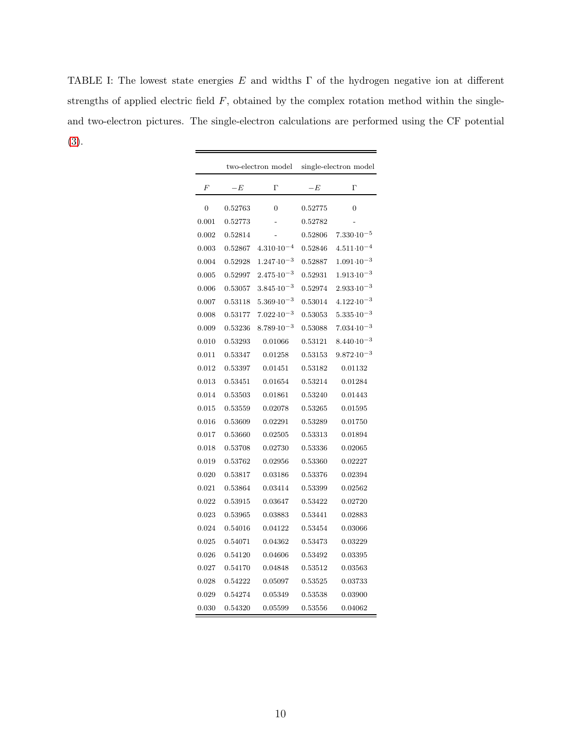TABLE I: The lowest state energies $E$ and widths $\Gamma$ of the hydrogen negative ion at different strengths of applied electric field $F$, obtained by the complex rotation method within the single- and two-electron pictures. The single-electron calculations are performed using the CF potential (3).

| | two-electron model | | single-electron model | |
|---|---|---|---|---|
| $F$ | $-E$ | $\Gamma$ | $-E$ | $\Gamma$ |
| 0 | 0.52763 | 0 | 0.52775 | 0 |
| 0.001 | 0.52773 | - | 0.52782 | - |
| 0.002 | 0.52814 | - | 0.52806 | $7.330{\cdot}10^{-5}$ |
| 0.003 | 0.52867 | $4.310{\cdot}10^{-4}$ | 0.52846 | $4.511{\cdot}10^{-4}$ |
| 0.004 | 0.52928 | $1.247{\cdot}10^{-3}$ | 0.52887 | $1.091{\cdot}10^{-3}$ |
| 0.005 | 0.52997 | $2.475{\cdot}10^{-3}$ | 0.52931 | $1.913{\cdot}10^{-3}$ |
| 0.006 | 0.53057 | $3.845{\cdot}10^{-3}$ | 0.52974 | $2.933{\cdot}10^{-3}$ |
| 0.007 | 0.53118 | $5.369{\cdot}10^{-3}$ | 0.53014 | $4.122{\cdot}10^{-3}$ |
| 0.008 | 0.53177 | $7.022{\cdot}10^{-3}$ | 0.53053 | $5.335{\cdot}10^{-3}$ |
| 0.009 | 0.53236 | $8.789{\cdot}10^{-3}$ | 0.53088 | $7.034{\cdot}10^{-3}$ |
| 0.010 | 0.53293 | 0.01066 | 0.53121 | $8.440{\cdot}10^{-3}$ |
| 0.011 | 0.53347 | 0.01258 | 0.53153 | $9.872{\cdot}10^{-3}$ |
| 0.012 | 0.53397 | 0.01451 | 0.53182 | 0.01132 |
| 0.013 | 0.53451 | 0.01654 | 0.53214 | 0.01284 |
| 0.014 | 0.53503 | 0.01861 | 0.53240 | 0.01443 |
| 0.015 | 0.53559 | 0.02078 | 0.53265 | 0.01595 |
| 0.016 | 0.53609 | 0.02291 | 0.53289 | 0.01750 |
| 0.017 | 0.53660 | 0.02505 | 0.53313 | 0.01894 |
| 0.018 | 0.53708 | 0.02730 | 0.53336 | 0.02065 |
| 0.019 | 0.53762 | 0.02956 | 0.53360 | 0.02227 |
| 0.020 | 0.53817 | 0.03186 | 0.53376 | 0.02394 |
| 0.021 | 0.53864 | 0.03414 | 0.53399 | 0.02562 |
| 0.022 | 0.53915 | 0.03647 | 0.53422 | 0.02720 |
| 0.023 | 0.53965 | 0.03883 | 0.53441 | 0.02883 |
| 0.024 | 0.54016 | 0.04122 | 0.53454 | 0.03066 |
| 0.025 | 0.54071 | 0.04362 | 0.53473 | 0.03229 |
| 0.026 | 0.54120 | 0.04606 | 0.53492 | 0.03395 |
| 0.027 | 0.54170 | 0.04848 | 0.53512 | 0.03563 |
| 0.028 | 0.54222 | 0.05097 | 0.53525 | 0.03733 |
| 0.029 | 0.54274 | 0.05349 | 0.53538 | 0.03900 |
| 0.030 | 0.54320 | 0.05599 | 0.53556 | 0.04062 |